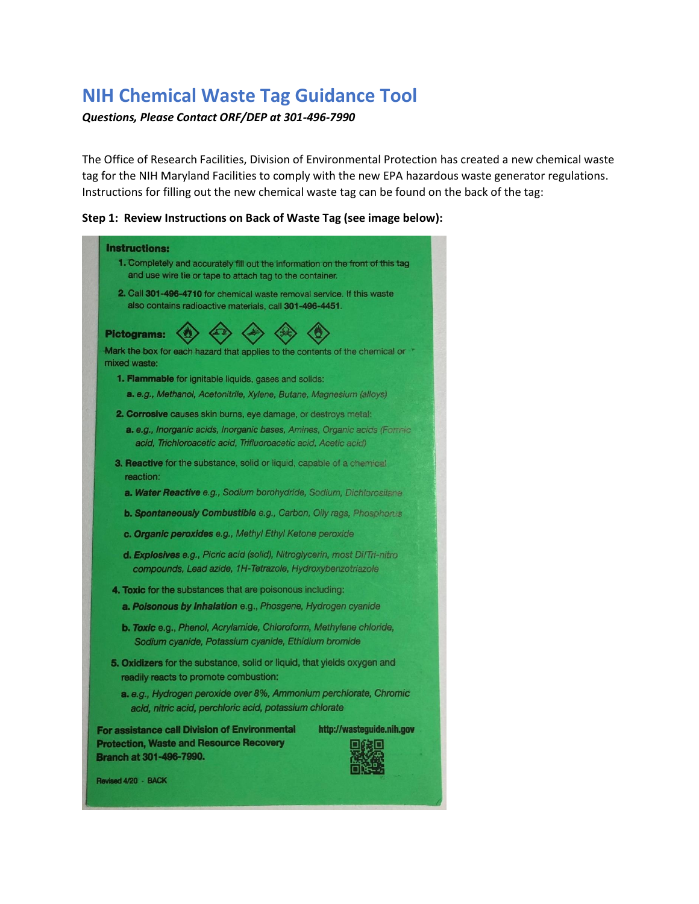# NIH Chemical Waste Tag Guidance Tool

***Questions, Please Contact ORF/DEP at 301-496-7990***

The Office of Research Facilities, Division of Environmental Protection has created a new chemical waste tag for the NIH Maryland Facilities to comply with the new EPA hazardous waste generator regulations. Instructions for filling out the new chemical waste tag can be found on the back of the tag:

**Step 1: Review Instructions on Back of Waste Tag (see image below):**

**Instructions:**

1. Completely and accurately fill out the information on the front of this tag and use wire tie or tape to attach tag to the container.
2. Call **301-496-4710** for chemical waste removal service. If this waste also contains radioactive materials, call **301-496-4451**.

**Pictograms:**

Mark the box for each hazard that applies to the contents of the chemical or mixed waste:

1. **Flammable** for ignitable liquids, gases and solids:
   - **a.** *e.g., Methanol, Acetonitrile, Xylene, Butane, Magnesium (alloys)*
2. **Corrosive** causes skin burns, eye damage, or destroys metal:
   - **a.** *e.g., Inorganic acids, Inorganic bases, Amines, Organic acids (Formic acid, Trichloroacetic acid, Trifluoroacetic acid, Acetic acid)*
3. **Reactive** for the substance, solid or liquid, capable of a chemical reaction:
   - **a.** ***Water Reactive*** *e.g., Sodium borohydride, Sodium, Dichlorosilane*
   - **b.** ***Spontaneously Combustible*** *e.g., Carbon, Oily rags, Phosphorus*
   - **c.** ***Organic peroxides*** *e.g., Methyl Ethyl Ketone peroxide*
   - **d.** ***Explosives*** *e.g., Picric acid (solid), Nitroglycerin, most Di/Tri-nitro compounds, Lead azide, 1H-Tetrazole, Hydroxybenzotriazole*
4. **Toxic** for the substances that are poisonous including:
   - **a.** ***Poisonous by Inhalation*** *e.g., Phosgene, Hydrogen cyanide*
   - **b.** ***Toxic*** *e.g., Phenol, Acrylamide, Chloroform, Methylene chloride, Sodium cyanide, Potassium cyanide, Ethidium bromide*
5. **Oxidizers** for the substance, solid or liquid, that yields oxygen and readily reacts to promote combustion:
   - **a.** *e.g., Hydrogen peroxide over 8%, Ammonium perchlorate, Chromic acid, nitric acid, perchloric acid, potassium chlorate*

**For assistance call Division of Environmental Protection, Waste and Resource Recovery Branch at 301-496-7990.**

**http://wasteguide.nih.gov**

Revised 4/20 - BACK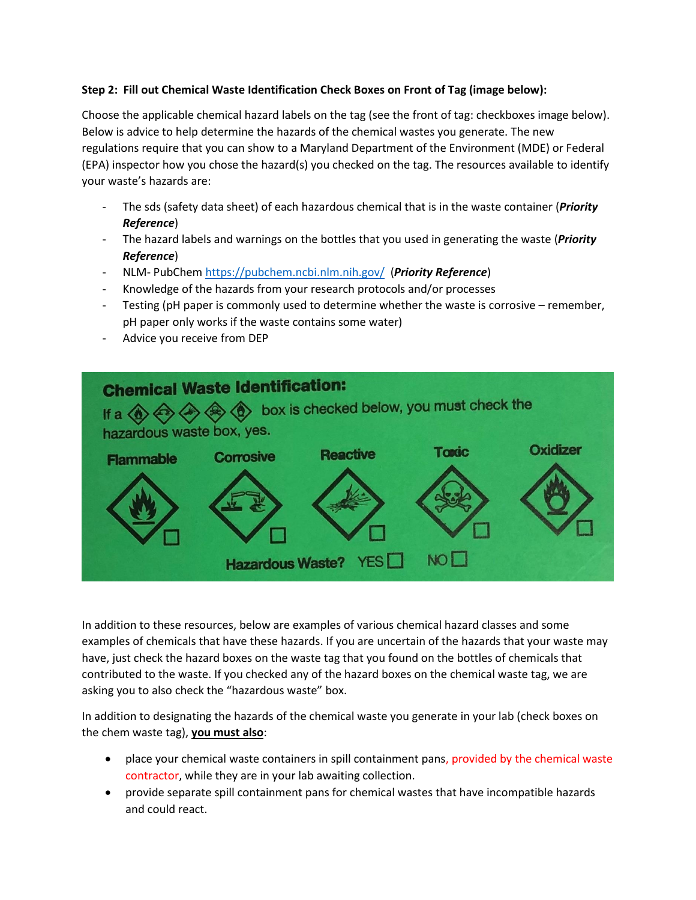**Step 2: Fill out Chemical Waste Identification Check Boxes on Front of Tag (image below):**

Choose the applicable chemical hazard labels on the tag (see the front of tag: checkboxes image below). Below is advice to help determine the hazards of the chemical wastes you generate. The new regulations require that you can show to a Maryland Department of the Environment (MDE) or Federal (EPA) inspector how you chose the hazard(s) you checked on the tag. The resources available to identify your waste's hazards are:

- The sds (safety data sheet) of each hazardous chemical that is in the waste container (***Priority Reference***)
- The hazard labels and warnings on the bottles that you used in generating the waste (***Priority Reference***)
- NLM- PubChem https://pubchem.ncbi.nlm.nih.gov/ (***Priority Reference***)
- Knowledge of the hazards from your research protocols and/or processes
- Testing (pH paper is commonly used to determine whether the waste is corrosive – remember, pH paper only works if the waste contains some water)
- Advice you receive from DEP

**Chemical Waste Identification:**

If a box is checked below, you must check the hazardous waste box, yes.

Flammable ☐ Corrosive ☐ Reactive ☐ Toxic ☐ Oxidizer ☐

Hazardous Waste? YES ☐ NO ☐

In addition to these resources, below are examples of various chemical hazard classes and some examples of chemicals that have these hazards. If you are uncertain of the hazards that your waste may have, just check the hazard boxes on the waste tag that you found on the bottles of chemicals that contributed to the waste. If you checked any of the hazard boxes on the chemical waste tag, we are asking you to also check the "hazardous waste" box.

In addition to designating the hazards of the chemical waste you generate in your lab (check boxes on the chem waste tag), **you must also**:

- place your chemical waste containers in spill containment pans, provided by the chemical waste contractor, while they are in your lab awaiting collection.
- provide separate spill containment pans for chemical wastes that have incompatible hazards and could react.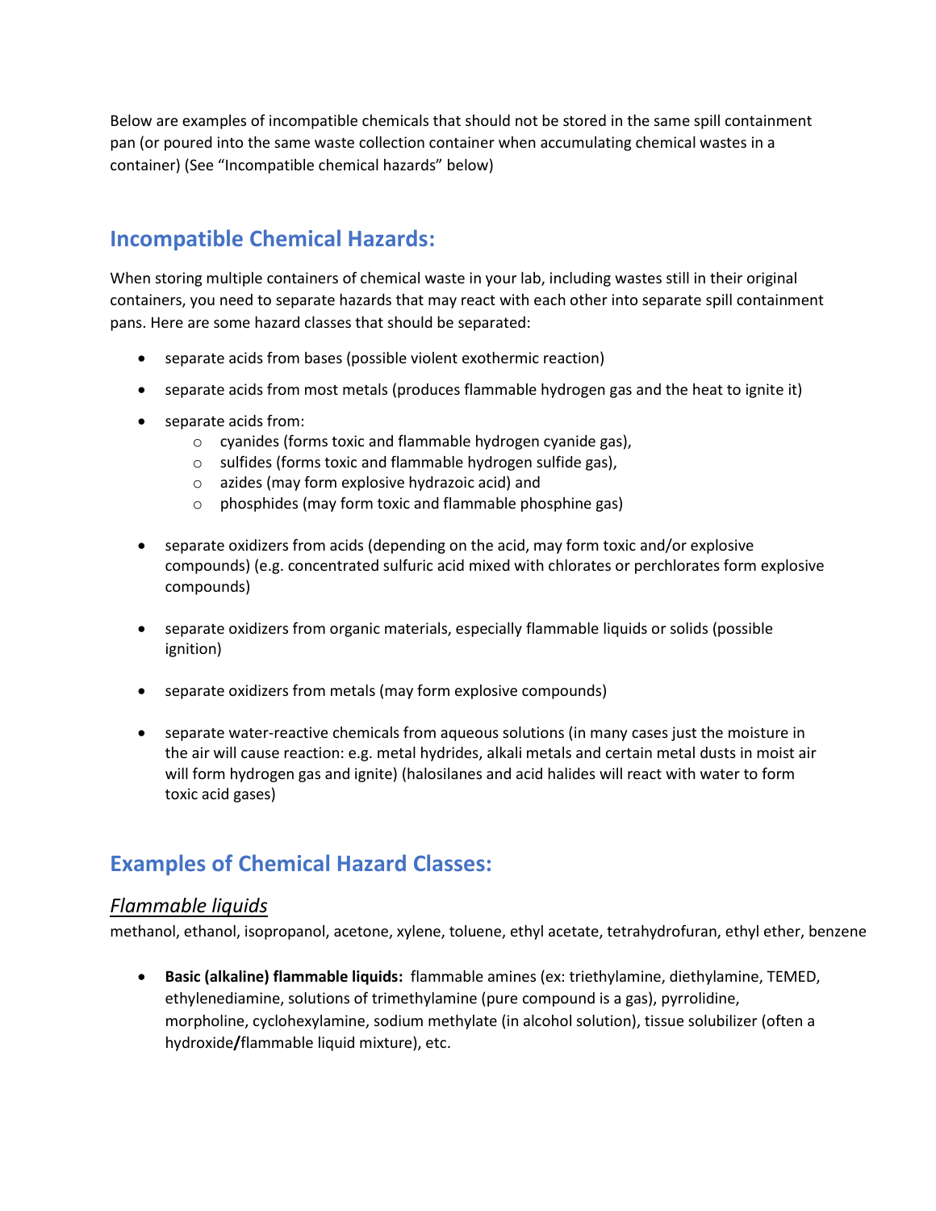Below are examples of incompatible chemicals that should not be stored in the same spill containment pan (or poured into the same waste collection container when accumulating chemical wastes in a container) (See "Incompatible chemical hazards" below)

## Incompatible Chemical Hazards:

When storing multiple containers of chemical waste in your lab, including wastes still in their original containers, you need to separate hazards that may react with each other into separate spill containment pans. Here are some hazard classes that should be separated:

- separate acids from bases (possible violent exothermic reaction)
- separate acids from most metals (produces flammable hydrogen gas and the heat to ignite it)
- separate acids from:
  - cyanides (forms toxic and flammable hydrogen cyanide gas),
  - sulfides (forms toxic and flammable hydrogen sulfide gas),
  - azides (may form explosive hydrazoic acid) and
  - phosphides (may form toxic and flammable phosphine gas)
- separate oxidizers from acids (depending on the acid, may form toxic and/or explosive compounds) (e.g. concentrated sulfuric acid mixed with chlorates or perchlorates form explosive compounds)
- separate oxidizers from organic materials, especially flammable liquids or solids (possible ignition)
- separate oxidizers from metals (may form explosive compounds)
- separate water-reactive chemicals from aqueous solutions (in many cases just the moisture in the air will cause reaction: e.g. metal hydrides, alkali metals and certain metal dusts in moist air will form hydrogen gas and ignite) (halosilanes and acid halides will react with water to form toxic acid gases)

## Examples of Chemical Hazard Classes:

### *Flammable liquids*

methanol, ethanol, isopropanol, acetone, xylene, toluene, ethyl acetate, tetrahydrofuran, ethyl ether, benzene

- **Basic (alkaline) flammable liquids:** flammable amines (ex: triethylamine, diethylamine, TEMED, ethylenediamine, solutions of trimethylamine (pure compound is a gas), pyrrolidine, morpholine, cyclohexylamine, sodium methylate (in alcohol solution), tissue solubilizer (often a hydroxide**/**flammable liquid mixture), etc.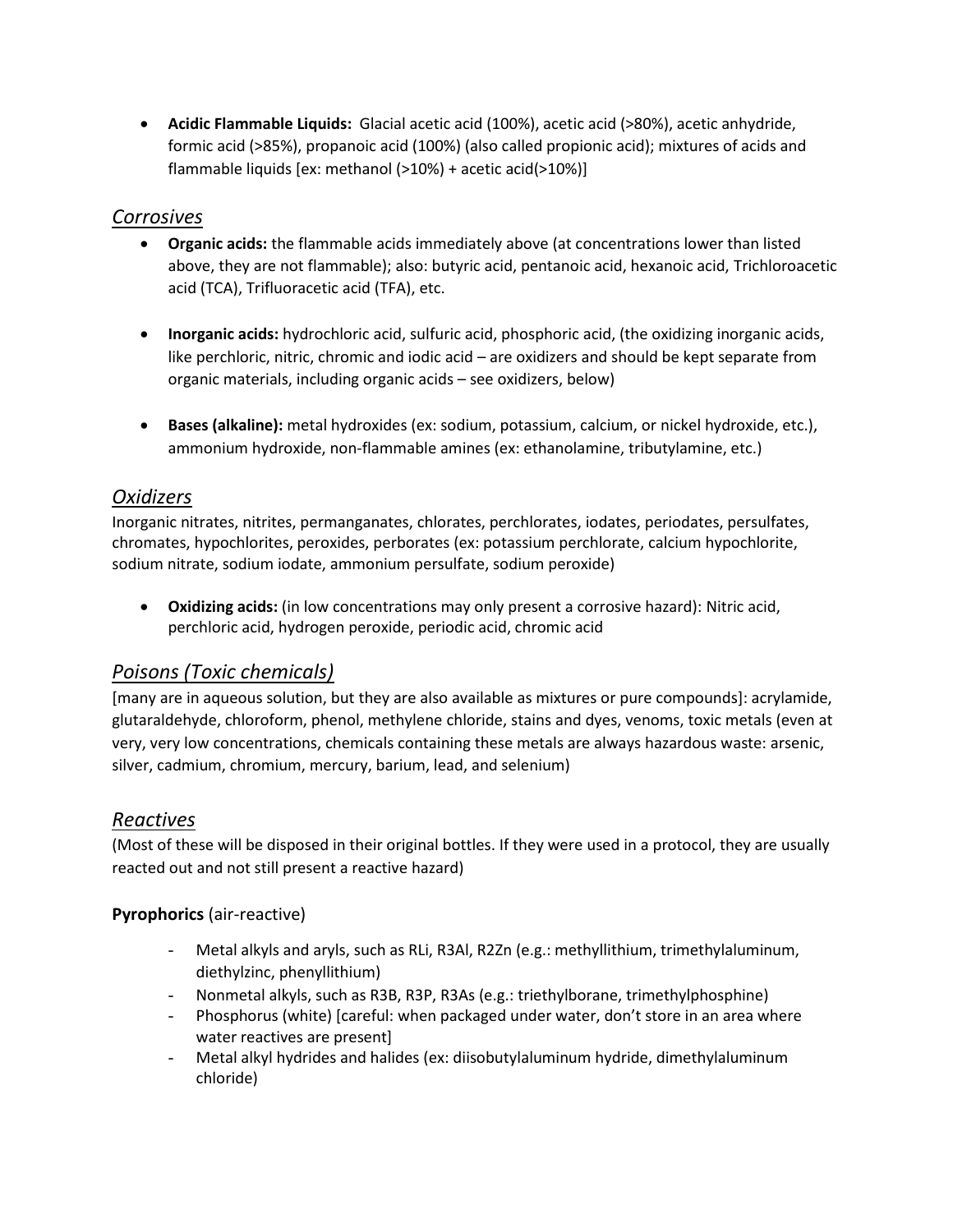- **Acidic Flammable Liquids:** Glacial acetic acid (100%), acetic acid (>80%), acetic anhydride, formic acid (>85%), propanoic acid (100%) (also called propionic acid); mixtures of acids and flammable liquids [ex: methanol (>10%) + acetic acid(>10%)]

## *Corrosives*

- **Organic acids:** the flammable acids immediately above (at concentrations lower than listed above, they are not flammable); also: butyric acid, pentanoic acid, hexanoic acid, Trichloroacetic acid (TCA), Trifluoracetic acid (TFA), etc.

- **Inorganic acids:** hydrochloric acid, sulfuric acid, phosphoric acid, (the oxidizing inorganic acids, like perchloric, nitric, chromic and iodic acid – are oxidizers and should be kept separate from organic materials, including organic acids – see oxidizers, below)

- **Bases (alkaline):** metal hydroxides (ex: sodium, potassium, calcium, or nickel hydroxide, etc.), ammonium hydroxide, non-flammable amines (ex: ethanolamine, tributylamine, etc.)

## *Oxidizers*

Inorganic nitrates, nitrites, permanganates, chlorates, perchlorates, iodates, periodates, persulfates, chromates, hypochlorites, peroxides, perborates (ex: potassium perchlorate, calcium hypochlorite, sodium nitrate, sodium iodate, ammonium persulfate, sodium peroxide)

- **Oxidizing acids:** (in low concentrations may only present a corrosive hazard): Nitric acid, perchloric acid, hydrogen peroxide, periodic acid, chromic acid

## *Poisons (Toxic chemicals)*

[many are in aqueous solution, but they are also available as mixtures or pure compounds]: acrylamide, glutaraldehyde, chloroform, phenol, methylene chloride, stains and dyes, venoms, toxic metals (even at very, very low concentrations, chemicals containing these metals are always hazardous waste: arsenic, silver, cadmium, chromium, mercury, barium, lead, and selenium)

## *Reactives*

(Most of these will be disposed in their original bottles. If they were used in a protocol, they are usually reacted out and not still present a reactive hazard)

**Pyrophorics** (air-reactive)

- Metal alkyls and aryls, such as RLi, $R_3Al$, $R_2Zn$ (e.g.: methyllithium, trimethylaluminum, diethylzinc, phenyllithium)
- Nonmetal alkyls, such as $R_3B$, $R_3P$, $R_3As$ (e.g.: triethylborane, trimethylphosphine)
- Phosphorus (white) [careful: when packaged under water, don't store in an area where water reactives are present]
- Metal alkyl hydrides and halides (ex: diisobutylaluminum hydride, dimethylaluminum chloride)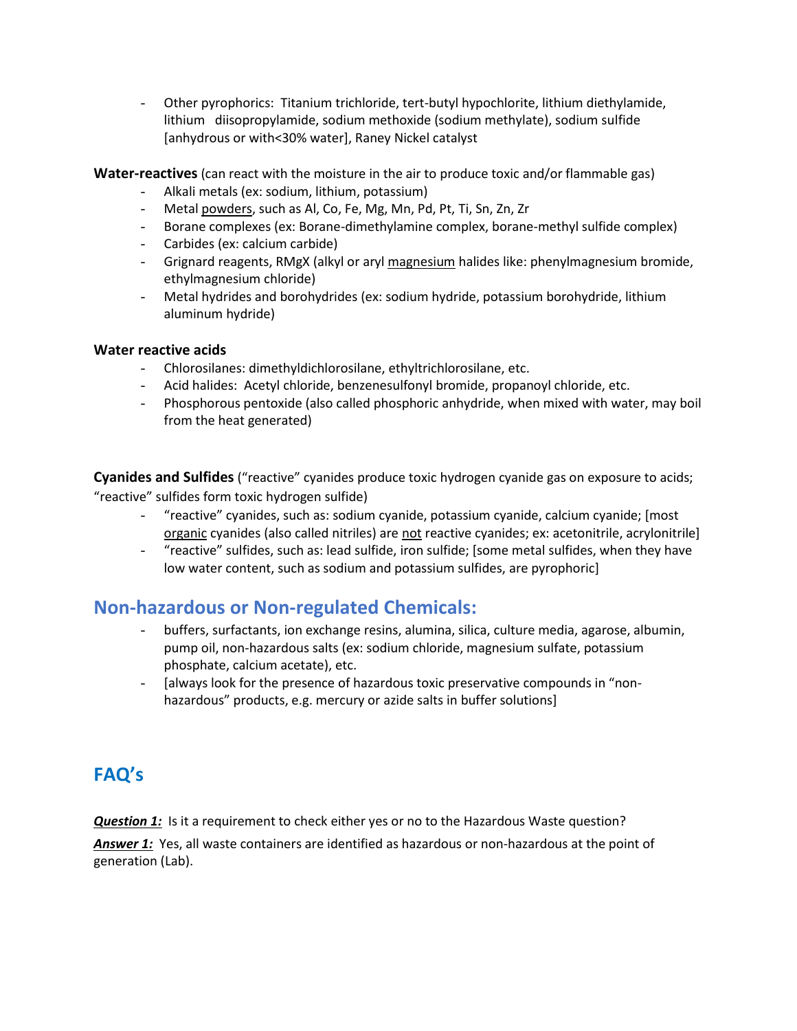- Other pyrophorics: Titanium trichloride, tert-butyl hypochlorite, lithium diethylamide, lithium diisopropylamide, sodium methoxide (sodium methylate), sodium sulfide [anhydrous or with<30% water], Raney Nickel catalyst

**Water-reactives** (can react with the moisture in the air to produce toxic and/or flammable gas)

- Alkali metals (ex: sodium, lithium, potassium)
- Metal powders, such as Al, Co, Fe, Mg, Mn, Pd, Pt, Ti, Sn, Zn, Zr
- Borane complexes (ex: Borane-dimethylamine complex, borane-methyl sulfide complex)
- Carbides (ex: calcium carbide)
- Grignard reagents, RMgX (alkyl or aryl magnesium halides like: phenylmagnesium bromide, ethylmagnesium chloride)
- Metal hydrides and borohydrides (ex: sodium hydride, potassium borohydride, lithium aluminum hydride)

**Water reactive acids**

- Chlorosilanes: dimethyldichlorosilane, ethyltrichlorosilane, etc.
- Acid halides: Acetyl chloride, benzenesulfonyl bromide, propanoyl chloride, etc.
- Phosphorous pentoxide (also called phosphoric anhydride, when mixed with water, may boil from the heat generated)

**Cyanides and Sulfides** ("reactive" cyanides produce toxic hydrogen cyanide gas on exposure to acids; "reactive" sulfides form toxic hydrogen sulfide)

- "reactive" cyanides, such as: sodium cyanide, potassium cyanide, calcium cyanide; [most organic cyanides (also called nitriles) are not reactive cyanides; ex: acetonitrile, acrylonitrile]
- "reactive" sulfides, such as: lead sulfide, iron sulfide; [some metal sulfides, when they have low water content, such as sodium and potassium sulfides, are pyrophoric]

## Non-hazardous or Non-regulated Chemicals:

- buffers, surfactants, ion exchange resins, alumina, silica, culture media, agarose, albumin, pump oil, non-hazardous salts (ex: sodium chloride, magnesium sulfate, potassium phosphate, calcium acetate), etc.
- [always look for the presence of hazardous toxic preservative compounds in "non-hazardous" products, e.g. mercury or azide salts in buffer solutions]

## FAQ's

***Question 1:*** Is it a requirement to check either yes or no to the Hazardous Waste question?

***Answer 1:*** Yes, all waste containers are identified as hazardous or non-hazardous at the point of generation (Lab).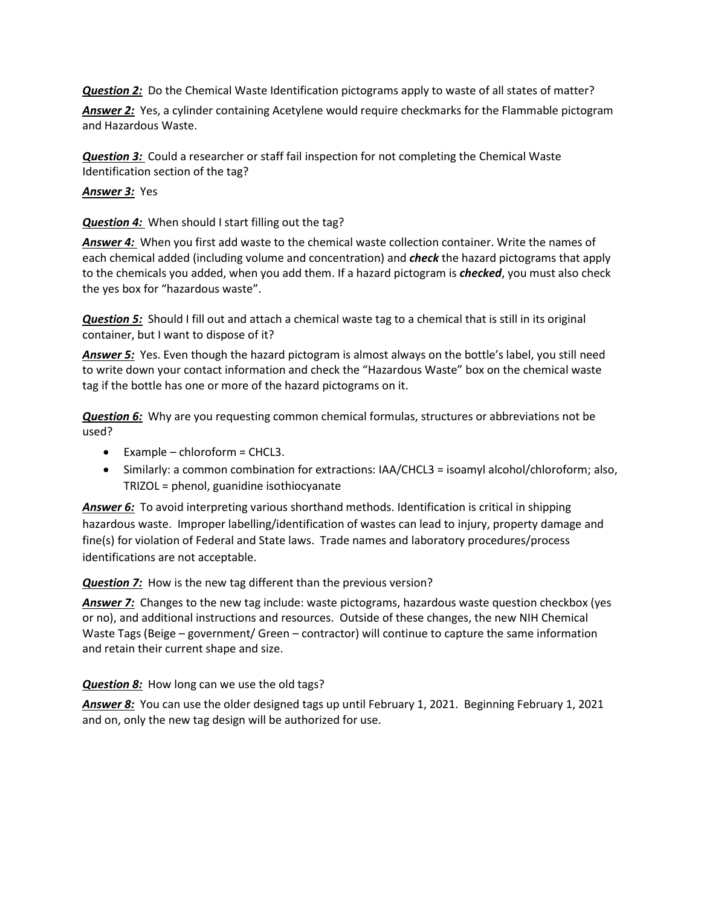***Question 2:*** Do the Chemical Waste Identification pictograms apply to waste of all states of matter?

***Answer 2:*** Yes, a cylinder containing Acetylene would require checkmarks for the Flammable pictogram and Hazardous Waste.

***Question 3:*** Could a researcher or staff fail inspection for not completing the Chemical Waste Identification section of the tag?

***Answer 3:*** Yes

***Question 4:*** When should I start filling out the tag?

***Answer 4:*** When you first add waste to the chemical waste collection container. Write the names of each chemical added (including volume and concentration) and ***check*** the hazard pictograms that apply to the chemicals you added, when you add them. If a hazard pictogram is ***checked***, you must also check the yes box for "hazardous waste".

***Question 5:*** Should I fill out and attach a chemical waste tag to a chemical that is still in its original container, but I want to dispose of it?

***Answer 5:*** Yes. Even though the hazard pictogram is almost always on the bottle's label, you still need to write down your contact information and check the "Hazardous Waste" box on the chemical waste tag if the bottle has one or more of the hazard pictograms on it.

***Question 6:*** Why are you requesting common chemical formulas, structures or abbreviations not be used?

- Example – chloroform = CHCL3.
- Similarly: a common combination for extractions: IAA/CHCL3 = isoamyl alcohol/chloroform; also, TRIZOL = phenol, guanidine isothiocyanate

***Answer 6:*** To avoid interpreting various shorthand methods. Identification is critical in shipping hazardous waste. Improper labelling/identification of wastes can lead to injury, property damage and fine(s) for violation of Federal and State laws. Trade names and laboratory procedures/process identifications are not acceptable.

***Question 7:*** How is the new tag different than the previous version?

***Answer 7:*** Changes to the new tag include: waste pictograms, hazardous waste question checkbox (yes or no), and additional instructions and resources. Outside of these changes, the new NIH Chemical Waste Tags (Beige – government/ Green – contractor) will continue to capture the same information and retain their current shape and size.

***Question 8:*** How long can we use the old tags?

***Answer 8:*** You can use the older designed tags up until February 1, 2021. Beginning February 1, 2021 and on, only the new tag design will be authorized for use.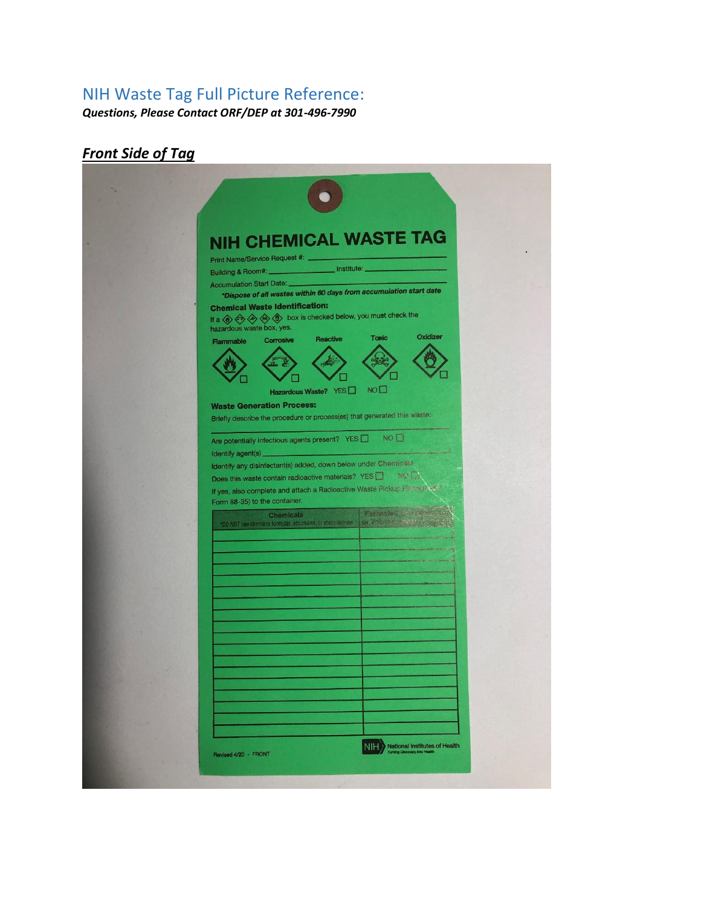## NIH Waste Tag Full Picture Reference:

***Questions, Please Contact ORF/DEP at 301-496-7990***

### ***Front Side of Tag***

# NIH CHEMICAL WASTE TAG

Print Name/Service Request #: ______________________

Building & Room#: ______________ Institute: ______________

Accumulation Start Date: ______________________

***Dispose of all wastes within 60 days from accumulation start date***

**Chemical Waste Identification:**

If a ◈ ◈ ◈ ◈ ◈ box is checked below, you must check the hazardous waste box, yes.

Flammable ☐ Corrosive ☐ Reactive ☐ Toxic ☐ Oxidizer ☐

**Hazardous Waste?** YES ☐ NO ☐

**Waste Generation Process:**

Briefly describe the procedure or process(es) that generated this waste:

______________________

Are potentially infectious agents present? YES ☐ NO ☐

Identify agent(s) ______________________

Identify any disinfectant(s) added, down below under Chemicals

Does this waste contain radioactive materials? YES ☐ NO ☐

If yes, also complete and attach a Radioactive Waste Pickup Request (NIH Form 88-35) to the container.

| Chemicals *DO NOT use chemical formulas, structures, or abbreviations | Percentages or Volumes |
|---|---|
| | |
| | |
| | |
| | |
| | |
| | |
| | |
| | |
| | |
| | |
| | |
| | |
| | |
| | |
| | |
| | |
| | |

Revised 4/20 - FRONT

NIH National Institutes of Health — Turning Discovery Into Health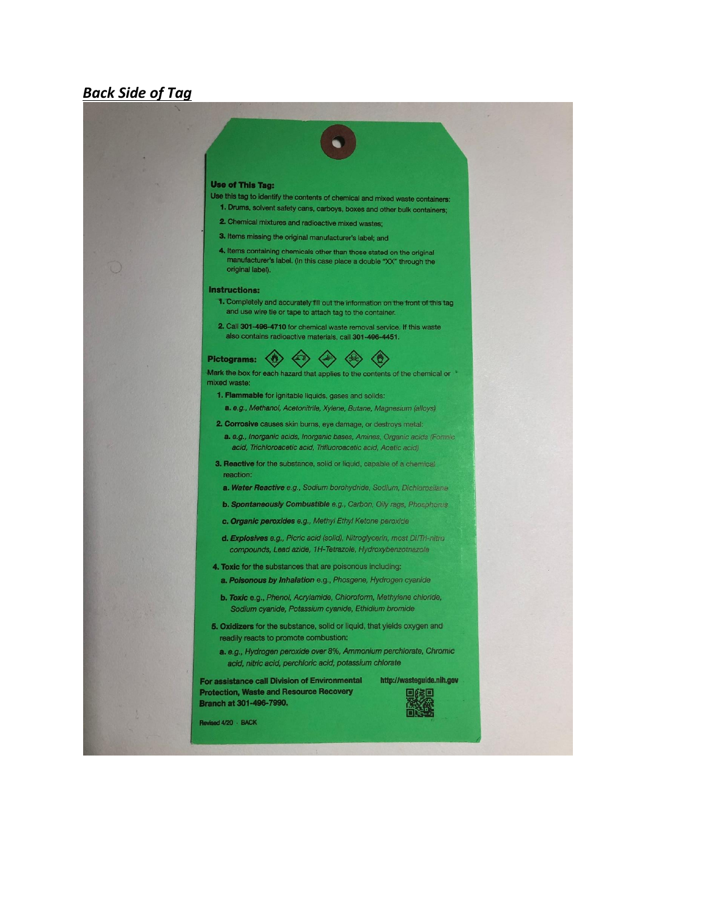## *Back Side of Tag*

**Use of This Tag:**

Use this tag to identify the contents of chemical and mixed waste containers:

1. Drums, solvent safety cans, carboys, boxes and other bulk containers;
2. Chemical mixtures and radioactive mixed wastes;
3. Items missing the original manufacturer's label; and
4. Items containing chemicals other than those stated on the original manufacturer's label. (In this case place a double "XX" through the original label).

**Instructions:**

1. Completely and accurately fill out the information on the front of this tag and use wire tie or tape to attach tag to the container.
2. Call **301-496-4710** for chemical waste removal service. If this waste also contains radioactive materials, call **301-496-4451**.

**Pictograms:**

Mark the box for each hazard that applies to the contents of the chemical or mixed waste:

1. **Flammable** for ignitable liquids, gases and solids:
   - a. *e.g., Methanol, Acetonitrile, Xylene, Butane, Magnesium (alloys)*
2. **Corrosive** causes skin burns, eye damage, or destroys metal:
   - a. *e.g., Inorganic acids, Inorganic bases, Amines, Organic acids (Formic acid, Trichloroacetic acid, Trifluoroacetic acid, Acetic acid)*
3. **Reactive** for the substance, solid or liquid, capable of a chemical reaction:
   - a. ***Water Reactive*** *e.g., Sodium borohydride, Sodium, Dichlorosilane*
   - b. ***Spontaneously Combustible*** *e.g., Carbon, Oily rags, Phosphorus*
   - c. ***Organic peroxides*** *e.g., Methyl Ethyl Ketone peroxide*
   - d. ***Explosives*** *e.g., Picric acid (solid), Nitroglycerin, most Di/Tri-nitro compounds, Lead azide, 1H-Tetrazole, Hydroxybenzotriazole*
4. **Toxic** for the substances that are poisonous including:
   - a. ***Poisonous by Inhalation*** e.g., *Phosgene, Hydrogen cyanide*
   - b. ***Toxic*** e.g., *Phenol, Acrylamide, Chloroform, Methylene chloride, Sodium cyanide, Potassium cyanide, Ethidium bromide*
5. **Oxidizers** for the substance, solid or liquid, that yields oxygen and readily reacts to promote combustion:
   - a. *e.g., Hydrogen peroxide over 8%, Ammonium perchlorate, Chromic acid, nitric acid, perchloric acid, potassium chlorate*

**For assistance call Division of Environmental Protection, Waste and Resource Recovery Branch at 301-496-7990.**

**http://wasteguide.nih.gov**

**Revised 4/20 · BACK**